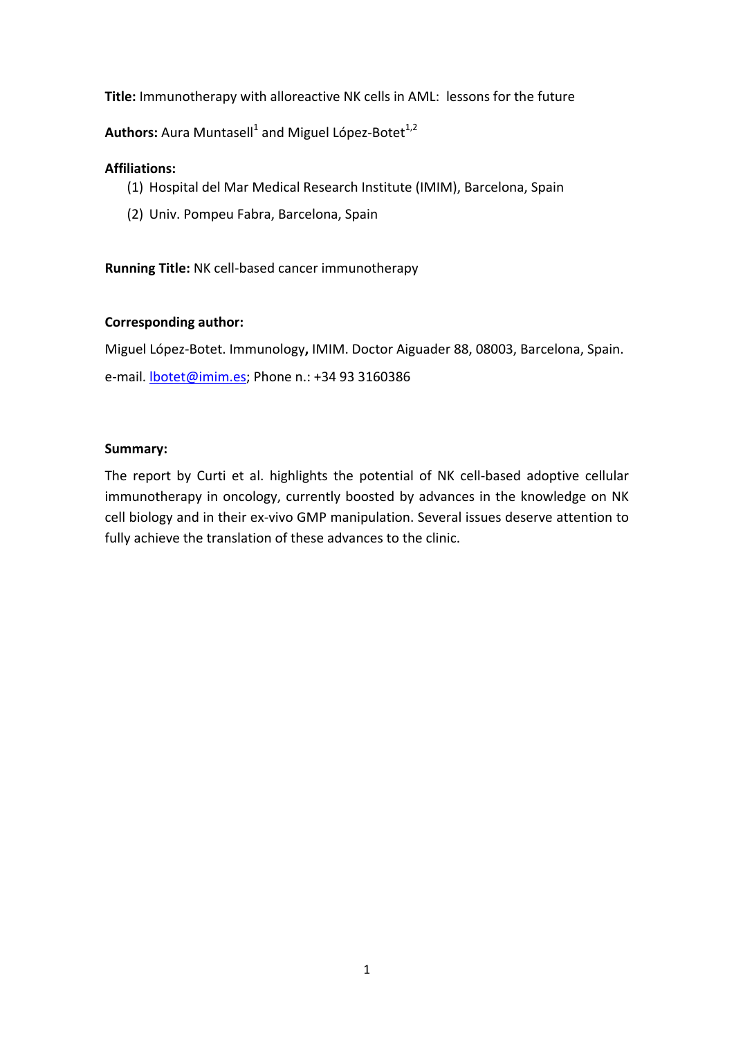**Title:** Immunotherapy with alloreactive NK cells in AML: lessons for the future

**Authors:** Aura Muntasell[1] and Miguel López-Botet[1,2]

**Affiliations:**

1. Hospital del Mar Medical Research Institute (IMIM), Barcelona, Spain
2. Univ. Pompeu Fabra, Barcelona, Spain

**Running Title:** NK cell-based cancer immunotherapy

**Corresponding author:**

Miguel López-Botet. Immunology**,** IMIM. Doctor Aiguader 88, 08003, Barcelona, Spain.

e-mail. lbotet@imim.es; Phone n.: +34 93 3160386

**Summary:**

The report by Curti et al. highlights the potential of NK cell-based adoptive cellular immunotherapy in oncology, currently boosted by advances in the knowledge on NK cell biology and in their ex-vivo GMP manipulation. Several issues deserve attention to fully achieve the translation of these advances to the clinic.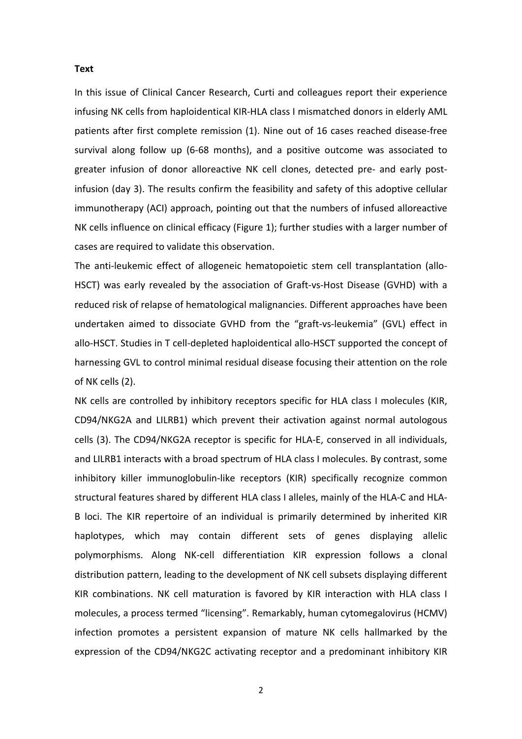**Text**

In this issue of Clinical Cancer Research, Curti and colleagues report their experience infusing NK cells from haploidentical KIR-HLA class I mismatched donors in elderly AML patients after first complete remission (1). Nine out of 16 cases reached disease-free survival along follow up (6-68 months), and a positive outcome was associated to greater infusion of donor alloreactive NK cell clones, detected pre- and early post-infusion (day 3). The results confirm the feasibility and safety of this adoptive cellular immunotherapy (ACI) approach, pointing out that the numbers of infused alloreactive NK cells influence on clinical efficacy (Figure 1); further studies with a larger number of cases are required to validate this observation.

The anti-leukemic effect of allogeneic hematopoietic stem cell transplantation (allo-HSCT) was early revealed by the association of Graft-vs-Host Disease (GVHD) with a reduced risk of relapse of hematological malignancies. Different approaches have been undertaken aimed to dissociate GVHD from the "graft-vs-leukemia" (GVL) effect in allo-HSCT. Studies in T cell-depleted haploidentical allo-HSCT supported the concept of harnessing GVL to control minimal residual disease focusing their attention on the role of NK cells (2).

NK cells are controlled by inhibitory receptors specific for HLA class I molecules (KIR, CD94/NKG2A and LILRB1) which prevent their activation against normal autologous cells (3). The CD94/NKG2A receptor is specific for HLA-E, conserved in all individuals, and LILRB1 interacts with a broad spectrum of HLA class I molecules. By contrast, some inhibitory killer immunoglobulin-like receptors (KIR) specifically recognize common structural features shared by different HLA class I alleles, mainly of the HLA-C and HLA-B loci. The KIR repertoire of an individual is primarily determined by inherited KIR haplotypes, which may contain different sets of genes displaying allelic polymorphisms. Along NK-cell differentiation KIR expression follows a clonal distribution pattern, leading to the development of NK cell subsets displaying different KIR combinations. NK cell maturation is favored by KIR interaction with HLA class I molecules, a process termed "licensing". Remarkably, human cytomegalovirus (HCMV) infection promotes a persistent expansion of mature NK cells hallmarked by the expression of the CD94/NKG2C activating receptor and a predominant inhibitory KIR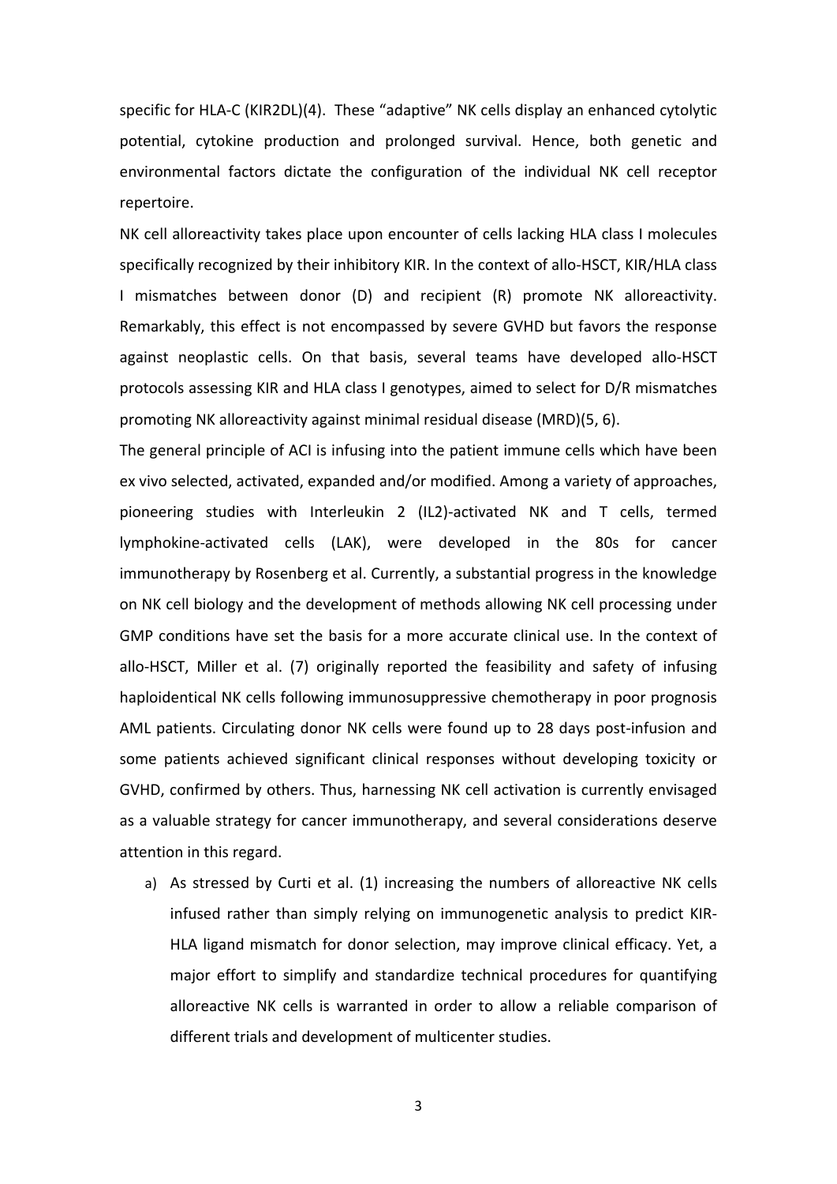specific for HLA-C (KIR2DL)(4). These "adaptive" NK cells display an enhanced cytolytic potential, cytokine production and prolonged survival. Hence, both genetic and environmental factors dictate the configuration of the individual NK cell receptor repertoire.

NK cell alloreactivity takes place upon encounter of cells lacking HLA class I molecules specifically recognized by their inhibitory KIR. In the context of allo-HSCT, KIR/HLA class I mismatches between donor (D) and recipient (R) promote NK alloreactivity. Remarkably, this effect is not encompassed by severe GVHD but favors the response against neoplastic cells. On that basis, several teams have developed allo-HSCT protocols assessing KIR and HLA class I genotypes, aimed to select for D/R mismatches promoting NK alloreactivity against minimal residual disease (MRD)(5, 6).

The general principle of ACI is infusing into the patient immune cells which have been ex vivo selected, activated, expanded and/or modified. Among a variety of approaches, pioneering studies with Interleukin 2 (IL2)-activated NK and T cells, termed lymphokine-activated cells (LAK), were developed in the 80s for cancer immunotherapy by Rosenberg et al. Currently, a substantial progress in the knowledge on NK cell biology and the development of methods allowing NK cell processing under GMP conditions have set the basis for a more accurate clinical use. In the context of allo-HSCT, Miller et al. (7) originally reported the feasibility and safety of infusing haploidentical NK cells following immunosuppressive chemotherapy in poor prognosis AML patients. Circulating donor NK cells were found up to 28 days post-infusion and some patients achieved significant clinical responses without developing toxicity or GVHD, confirmed by others. Thus, harnessing NK cell activation is currently envisaged as a valuable strategy for cancer immunotherapy, and several considerations deserve attention in this regard.

a) As stressed by Curti et al. (1) increasing the numbers of alloreactive NK cells infused rather than simply relying on immunogenetic analysis to predict KIR-HLA ligand mismatch for donor selection, may improve clinical efficacy. Yet, a major effort to simplify and standardize technical procedures for quantifying alloreactive NK cells is warranted in order to allow a reliable comparison of different trials and development of multicenter studies.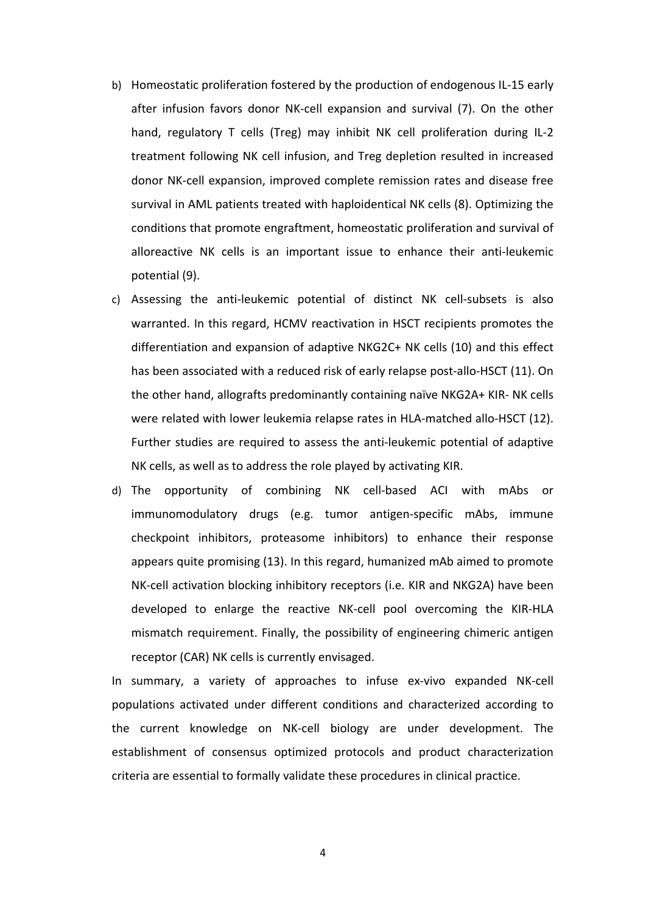b) Homeostatic proliferation fostered by the production of endogenous IL-15 early after infusion favors donor NK-cell expansion and survival (7). On the other hand, regulatory T cells (Treg) may inhibit NK cell proliferation during IL-2 treatment following NK cell infusion, and Treg depletion resulted in increased donor NK-cell expansion, improved complete remission rates and disease free survival in AML patients treated with haploidentical NK cells (8). Optimizing the conditions that promote engraftment, homeostatic proliferation and survival of alloreactive NK cells is an important issue to enhance their anti-leukemic potential (9).

c) Assessing the anti-leukemic potential of distinct NK cell-subsets is also warranted. In this regard, HCMV reactivation in HSCT recipients promotes the differentiation and expansion of adaptive NKG2C+ NK cells (10) and this effect has been associated with a reduced risk of early relapse post-allo-HSCT (11). On the other hand, allografts predominantly containing naïve NKG2A+ KIR- NK cells were related with lower leukemia relapse rates in HLA-matched allo-HSCT (12). Further studies are required to assess the anti-leukemic potential of adaptive NK cells, as well as to address the role played by activating KIR.

d) The opportunity of combining NK cell-based ACI with mAbs or immunomodulatory drugs (e.g. tumor antigen-specific mAbs, immune checkpoint inhibitors, proteasome inhibitors) to enhance their response appears quite promising (13). In this regard, humanized mAb aimed to promote NK-cell activation blocking inhibitory receptors (i.e. KIR and NKG2A) have been developed to enlarge the reactive NK-cell pool overcoming the KIR-HLA mismatch requirement. Finally, the possibility of engineering chimeric antigen receptor (CAR) NK cells is currently envisaged.

In summary, a variety of approaches to infuse ex-vivo expanded NK-cell populations activated under different conditions and characterized according to the current knowledge on NK-cell biology are under development. The establishment of consensus optimized protocols and product characterization criteria are essential to formally validate these procedures in clinical practice.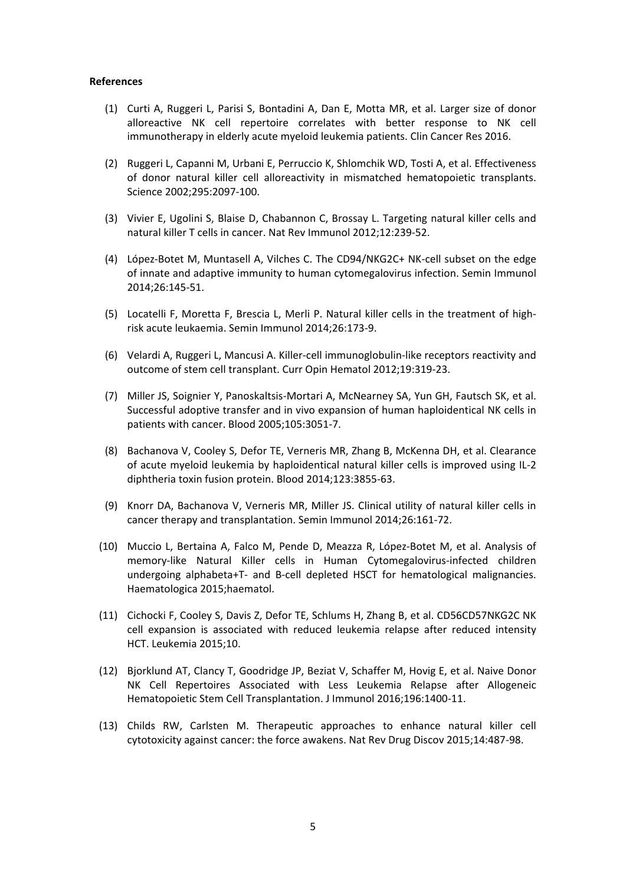**References**

(1) Curti A, Ruggeri L, Parisi S, Bontadini A, Dan E, Motta MR, et al. Larger size of donor alloreactive NK cell repertoire correlates with better response to NK cell immunotherapy in elderly acute myeloid leukemia patients. Clin Cancer Res 2016.

(2) Ruggeri L, Capanni M, Urbani E, Perruccio K, Shlomchik WD, Tosti A, et al. Effectiveness of donor natural killer cell alloreactivity in mismatched hematopoietic transplants. Science 2002;295:2097-100.

(3) Vivier E, Ugolini S, Blaise D, Chabannon C, Brossay L. Targeting natural killer cells and natural killer T cells in cancer. Nat Rev Immunol 2012;12:239-52.

(4) López-Botet M, Muntasell A, Vilches C. The CD94/NKG2C+ NK-cell subset on the edge of innate and adaptive immunity to human cytomegalovirus infection. Semin Immunol 2014;26:145-51.

(5) Locatelli F, Moretta F, Brescia L, Merli P. Natural killer cells in the treatment of high-risk acute leukaemia. Semin Immunol 2014;26:173-9.

(6) Velardi A, Ruggeri L, Mancusi A. Killer-cell immunoglobulin-like receptors reactivity and outcome of stem cell transplant. Curr Opin Hematol 2012;19:319-23.

(7) Miller JS, Soignier Y, Panoskaltsis-Mortari A, McNearney SA, Yun GH, Fautsch SK, et al. Successful adoptive transfer and in vivo expansion of human haploidentical NK cells in patients with cancer. Blood 2005;105:3051-7.

(8) Bachanova V, Cooley S, Defor TE, Verneris MR, Zhang B, McKenna DH, et al. Clearance of acute myeloid leukemia by haploidentical natural killer cells is improved using IL-2 diphtheria toxin fusion protein. Blood 2014;123:3855-63.

(9) Knorr DA, Bachanova V, Verneris MR, Miller JS. Clinical utility of natural killer cells in cancer therapy and transplantation. Semin Immunol 2014;26:161-72.

(10) Muccio L, Bertaina A, Falco M, Pende D, Meazza R, López-Botet M, et al. Analysis of memory-like Natural Killer cells in Human Cytomegalovirus-infected children undergoing alphabeta+T- and B-cell depleted HSCT for hematological malignancies. Haematologica 2015;haematol.

(11) Cichocki F, Cooley S, Davis Z, Defor TE, Schlums H, Zhang B, et al. CD56CD57NKG2C NK cell expansion is associated with reduced leukemia relapse after reduced intensity HCT. Leukemia 2015;10.

(12) Bjorklund AT, Clancy T, Goodridge JP, Beziat V, Schaffer M, Hovig E, et al. Naive Donor NK Cell Repertoires Associated with Less Leukemia Relapse after Allogeneic Hematopoietic Stem Cell Transplantation. J Immunol 2016;196:1400-11.

(13) Childs RW, Carlsten M. Therapeutic approaches to enhance natural killer cell cytotoxicity against cancer: the force awakens. Nat Rev Drug Discov 2015;14:487-98.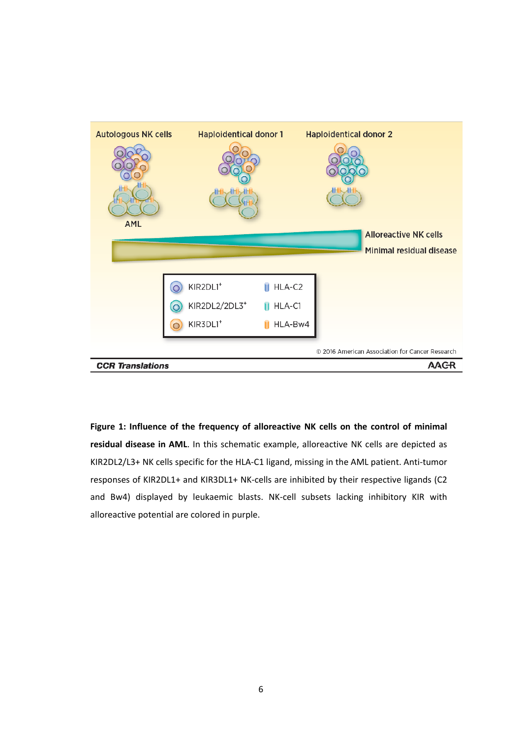Autologous NK cells

Haploidentical donor 1

Haploidentical donor 2

AML

Alloreactive NK cells

Minimal residual disease

KIR2DL1[+]

KIR2DL2/2DL3[+]

KIR3DL1[+]

HLA-C2

HLA-C1

HLA-Bw4

© 2016 American Association for Cancer Research

*CCR Translations*

AACR

**Figure 1: Influence of the frequency of alloreactive NK cells on the control of minimal residual disease in AML**. In this schematic example, alloreactive NK cells are depicted as KIR2DL2/L3+ NK cells specific for the HLA-C1 ligand, missing in the AML patient. Anti-tumor responses of KIR2DL1+ and KIR3DL1+ NK-cells are inhibited by their respective ligands (C2 and Bw4) displayed by leukaemic blasts. NK-cell subsets lacking inhibitory KIR with alloreactive potential are colored in purple.